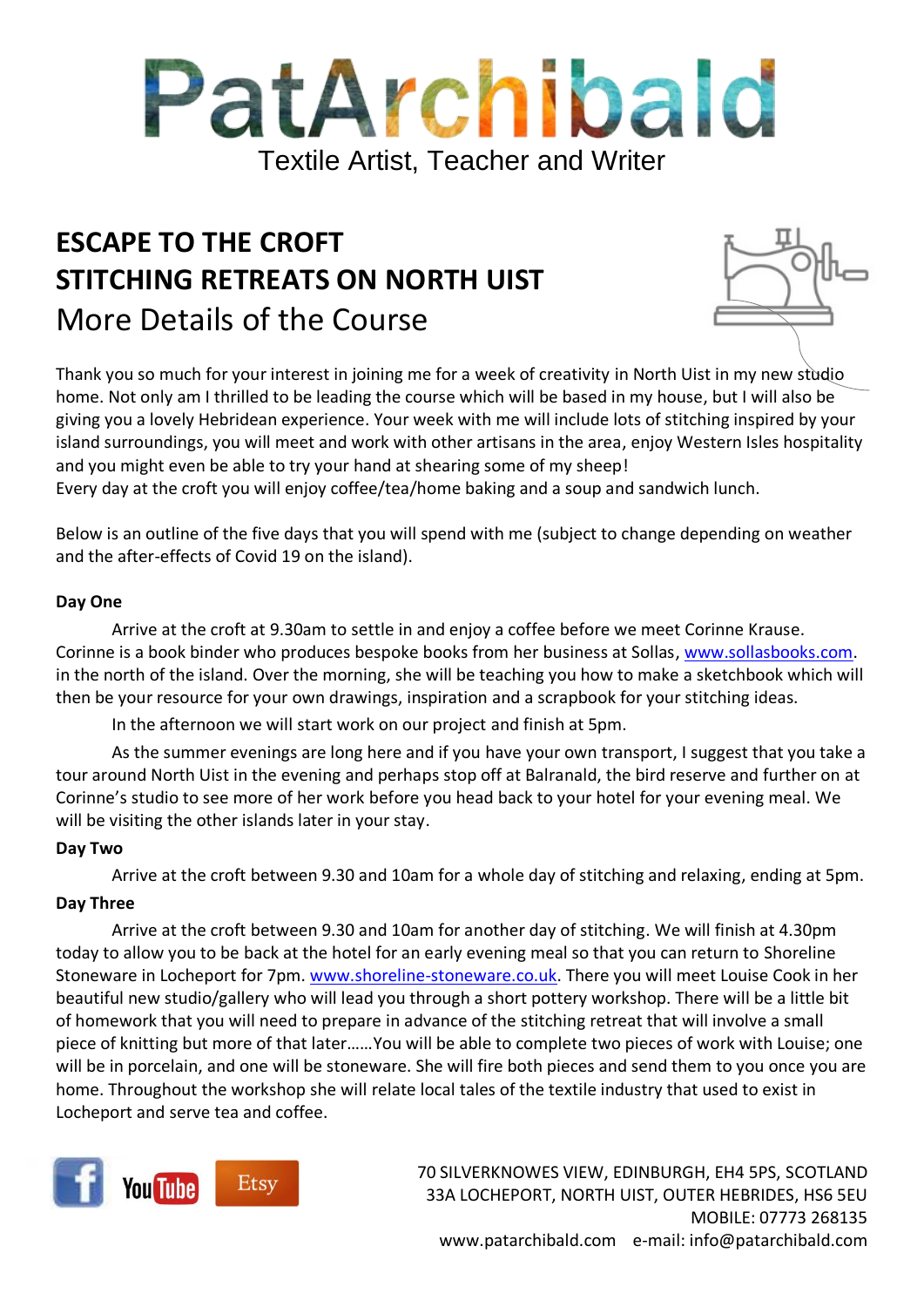# PatArchibald

Textile Artist, Teacher and Writer

## ESCAPE TO THE CROFT
## STITCHING RETREATS ON NORTH UIST

More Details of the Course

Thank you so much for your interest in joining me for a week of creativity in North Uist in my new studio home. Not only am I thrilled to be leading the course which will be based in my house, but I will also be giving you a lovely Hebridean experience. Your week with me will include lots of stitching inspired by your island surroundings, you will meet and work with other artisans in the area, enjoy Western Isles hospitality and you might even be able to try your hand at shearing some of my sheep!
Every day at the croft you will enjoy coffee/tea/home baking and a soup and sandwich lunch.

Below is an outline of the five days that you will spend with me (subject to change depending on weather and the after-effects of Covid 19 on the island).

**Day One**

Arrive at the croft at 9.30am to settle in and enjoy a coffee before we meet Corinne Krause. Corinne is a book binder who produces bespoke books from her business at Sollas, www.sollasbooks.com. in the north of the island. Over the morning, she will be teaching you how to make a sketchbook which will then be your resource for your own drawings, inspiration and a scrapbook for your stitching ideas.

In the afternoon we will start work on our project and finish at 5pm.

As the summer evenings are long here and if you have your own transport, I suggest that you take a tour around North Uist in the evening and perhaps stop off at Balranald, the bird reserve and further on at Corinne's studio to see more of her work before you head back to your hotel for your evening meal. We will be visiting the other islands later in your stay.

**Day Two**

Arrive at the croft between 9.30 and 10am for a whole day of stitching and relaxing, ending at 5pm.

**Day Three**

Arrive at the croft between 9.30 and 10am for another day of stitching. We will finish at 4.30pm today to allow you to be back at the hotel for an early evening meal so that you can return to Shoreline Stoneware in Locheport for 7pm. www.shoreline-stoneware.co.uk. There you will meet Louise Cook in her beautiful new studio/gallery who will lead you through a short pottery workshop. There will be a little bit of homework that you will need to prepare in advance of the stitching retreat that will involve a small piece of knitting but more of that later……You will be able to complete two pieces of work with Louise; one will be in porcelain, and one will be stoneware. She will fire both pieces and send them to you once you are home. Throughout the workshop she will relate local tales of the textile industry that used to exist in Locheport and serve tea and coffee.

70 SILVERKNOWES VIEW, EDINBURGH, EH4 5PS, SCOTLAND
33A LOCHEPORT, NORTH UIST, OUTER HEBRIDES, HS6 5EU
MOBILE: 07773 268135
www.patarchibald.com e-mail: info@patarchibald.com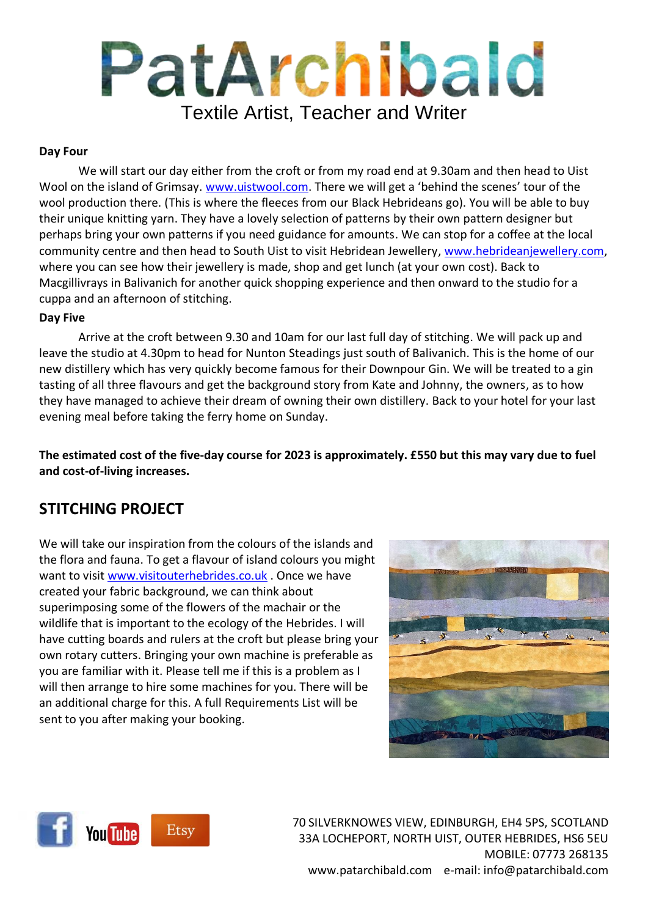# PatArchibald

Textile Artist, Teacher and Writer

**Day Four**

We will start our day either from the croft or from my road end at 9.30am and then head to Uist Wool on the island of Grimsay. www.uistwool.com. There we will get a 'behind the scenes' tour of the wool production there. (This is where the fleeces from our Black Hebrideans go). You will be able to buy their unique knitting yarn. They have a lovely selection of patterns by their own pattern designer but perhaps bring your own patterns if you need guidance for amounts. We can stop for a coffee at the local community centre and then head to South Uist to visit Hebridean Jewellery, www.hebrideanjewellery.com, where you can see how their jewellery is made, shop and get lunch (at your own cost). Back to Macgillivrays in Balivanich for another quick shopping experience and then onward to the studio for a cuppa and an afternoon of stitching.

**Day Five**

Arrive at the croft between 9.30 and 10am for our last full day of stitching. We will pack up and leave the studio at 4.30pm to head for Nunton Steadings just south of Balivanich. This is the home of our new distillery which has very quickly become famous for their Downpour Gin. We will be treated to a gin tasting of all three flavours and get the background story from Kate and Johnny, the owners, as to how they have managed to achieve their dream of owning their own distillery. Back to your hotel for your last evening meal before taking the ferry home on Sunday.

**The estimated cost of the five-day course for 2023 is approximately. £550 but this may vary due to fuel and cost-of-living increases.**

## STITCHING PROJECT

We will take our inspiration from the colours of the islands and the flora and fauna. To get a flavour of island colours you might want to visit www.visitouterhebrides.co.uk . Once we have created your fabric background, we can think about superimposing some of the flowers of the machair or the wildlife that is important to the ecology of the Hebrides. I will have cutting boards and rulers at the croft but please bring your own rotary cutters. Bringing your own machine is preferable as you are familiar with it. Please tell me if this is a problem as I will then arrange to hire some machines for you. There will be an additional charge for this. A full Requirements List will be sent to you after making your booking.

70 SILVERKNOWES VIEW, EDINBURGH, EH4 5PS, SCOTLAND
33A LOCHEPORT, NORTH UIST, OUTER HEBRIDES, HS6 5EU
MOBILE: 07773 268135
www.patarchibald.com e-mail: info@patarchibald.com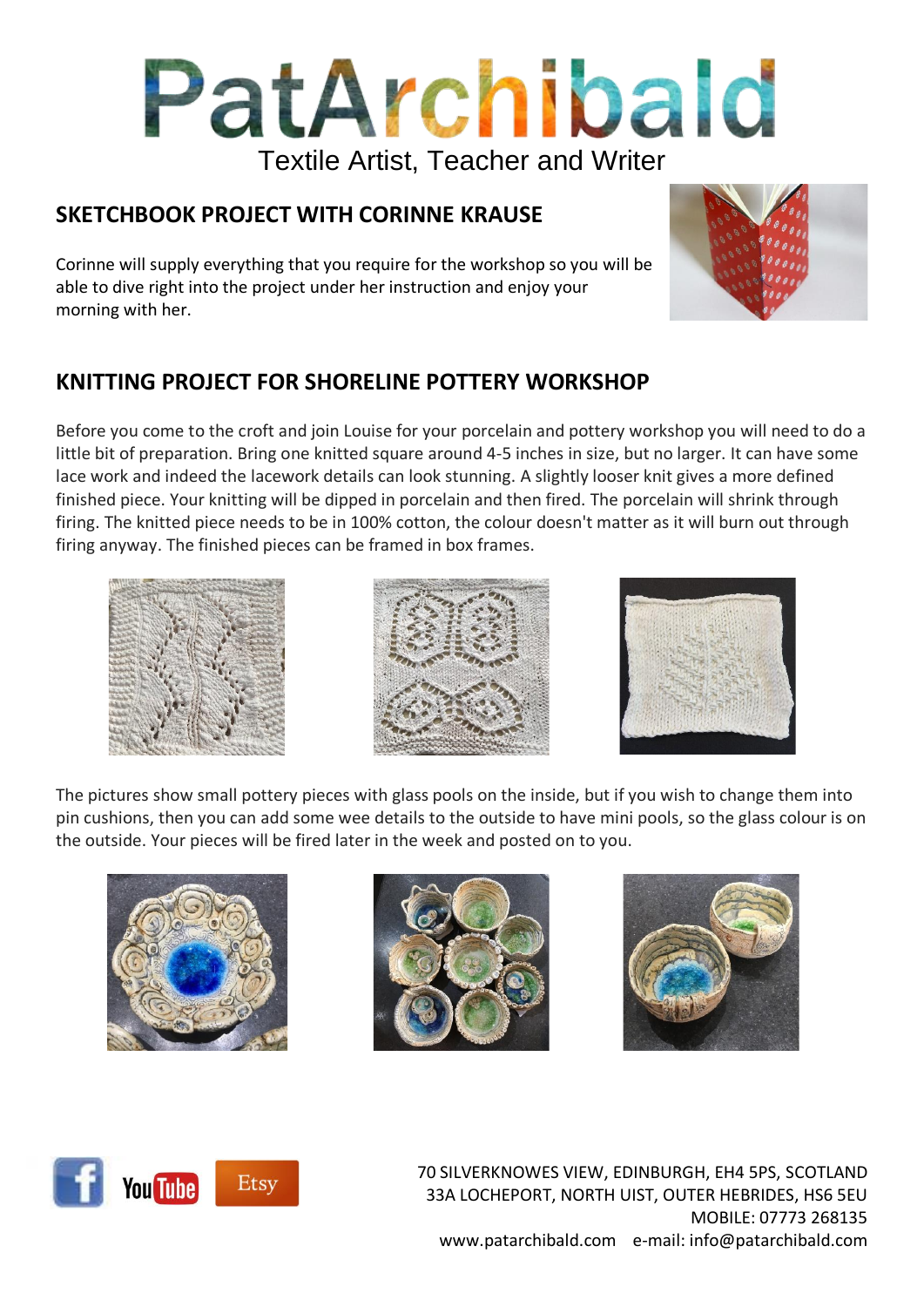# PatArchibald

Textile Artist, Teacher and Writer

## SKETCHBOOK PROJECT WITH CORINNE KRAUSE

Corinne will supply everything that you require for the workshop so you will be able to dive right into the project under her instruction and enjoy your morning with her.

## KNITTING PROJECT FOR SHORELINE POTTERY WORKSHOP

Before you come to the croft and join Louise for your porcelain and pottery workshop you will need to do a little bit of preparation. Bring one knitted square around 4-5 inches in size, but no larger. It can have some lace work and indeed the lacework details can look stunning. A slightly looser knit gives a more defined finished piece. Your knitting will be dipped in porcelain and then fired. The porcelain will shrink through firing. The knitted piece needs to be in 100% cotton, the colour doesn't matter as it will burn out through firing anyway. The finished pieces can be framed in box frames.

The pictures show small pottery pieces with glass pools on the inside, but if you wish to change them into pin cushions, then you can add some wee details to the outside to have mini pools, so the glass colour is on the outside. Your pieces will be fired later in the week and posted on to you.

70 SILVERKNOWES VIEW, EDINBURGH, EH4 5PS, SCOTLAND
33A LOCHEPORT, NORTH UIST, OUTER HEBRIDES, HS6 5EU
MOBILE: 07773 268135
www.patarchibald.com e-mail: info@patarchibald.com